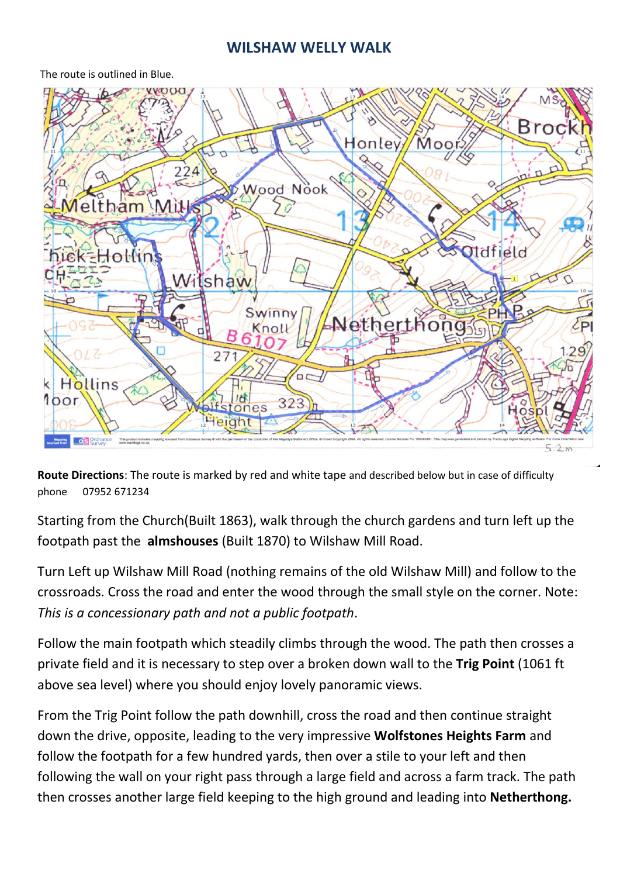# WILSHAW WELLY WALK

The route is outlined in Blue.

**Route Directions**: The route is marked by red and white tape and described below but in case of difficulty phone 07952 671234

Starting from the Church(Built 1863), walk through the church gardens and turn left up the footpath past the **almshouses** (Built 1870) to Wilshaw Mill Road.

Turn Left up Wilshaw Mill Road (nothing remains of the old Wilshaw Mill) and follow to the crossroads. Cross the road and enter the wood through the small style on the corner. Note: *This is a concessionary path and not a public footpath*.

Follow the main footpath which steadily climbs through the wood. The path then crosses a private field and it is necessary to step over a broken down wall to the **Trig Point** (1061 ft above sea level) where you should enjoy lovely panoramic views.

From the Trig Point follow the path downhill, cross the road and then continue straight down the drive, opposite, leading to the very impressive **Wolfstones Heights Farm** and follow the footpath for a few hundred yards, then over a stile to your left and then following the wall on your right pass through a large field and across a farm track. The path then crosses another large field keeping to the high ground and leading into **Netherthong.**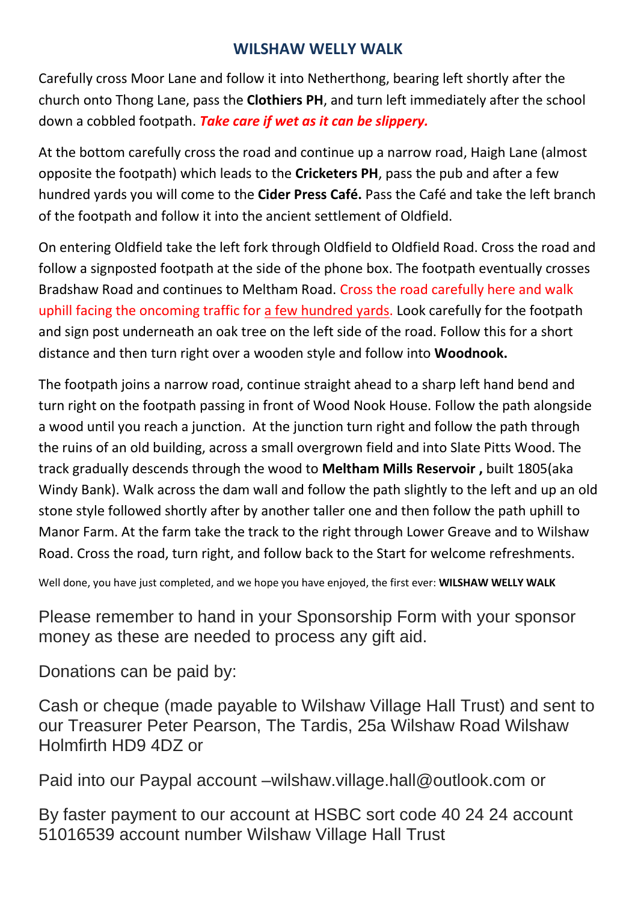## WILSHAW WELLY WALK

Carefully cross Moor Lane and follow it into Netherthong, bearing left shortly after the church onto Thong Lane, pass the **Clothiers PH**, and turn left immediately after the school down a cobbled footpath. ***Take care if wet as it can be slippery.***

At the bottom carefully cross the road and continue up a narrow road, Haigh Lane (almost opposite the footpath) which leads to the **Cricketers PH**, pass the pub and after a few hundred yards you will come to the **Cider Press Café.** Pass the Café and take the left branch of the footpath and follow it into the ancient settlement of Oldfield.

On entering Oldfield take the left fork through Oldfield to Oldfield Road. Cross the road and follow a signposted footpath at the side of the phone box. The footpath eventually crosses Bradshaw Road and continues to Meltham Road. Cross the road carefully here and walk uphill facing the oncoming traffic for a few hundred yards. Look carefully for the footpath and sign post underneath an oak tree on the left side of the road. Follow this for a short distance and then turn right over a wooden style and follow into **Woodnook.**

The footpath joins a narrow road, continue straight ahead to a sharp left hand bend and turn right on the footpath passing in front of Wood Nook House. Follow the path alongside a wood until you reach a junction. At the junction turn right and follow the path through the ruins of an old building, across a small overgrown field and into Slate Pitts Wood. The track gradually descends through the wood to **Meltham Mills Reservoir ,** built 1805(aka Windy Bank). Walk across the dam wall and follow the path slightly to the left and up an old stone style followed shortly after by another taller one and then follow the path uphill to Manor Farm. At the farm take the track to the right through Lower Greave and to Wilshaw Road. Cross the road, turn right, and follow back to the Start for welcome refreshments.

Well done, you have just completed, and we hope you have enjoyed, the first ever: **WILSHAW WELLY WALK**

Please remember to hand in your Sponsorship Form with your sponsor money as these are needed to process any gift aid.

Donations can be paid by:

Cash or cheque (made payable to Wilshaw Village Hall Trust) and sent to our Treasurer Peter Pearson, The Tardis, 25a Wilshaw Road Wilshaw Holmfirth HD9 4DZ or

Paid into our Paypal account –wilshaw.village.hall@outlook.com or

By faster payment to our account at HSBC sort code 40 24 24 account 51016539 account number Wilshaw Village Hall Trust